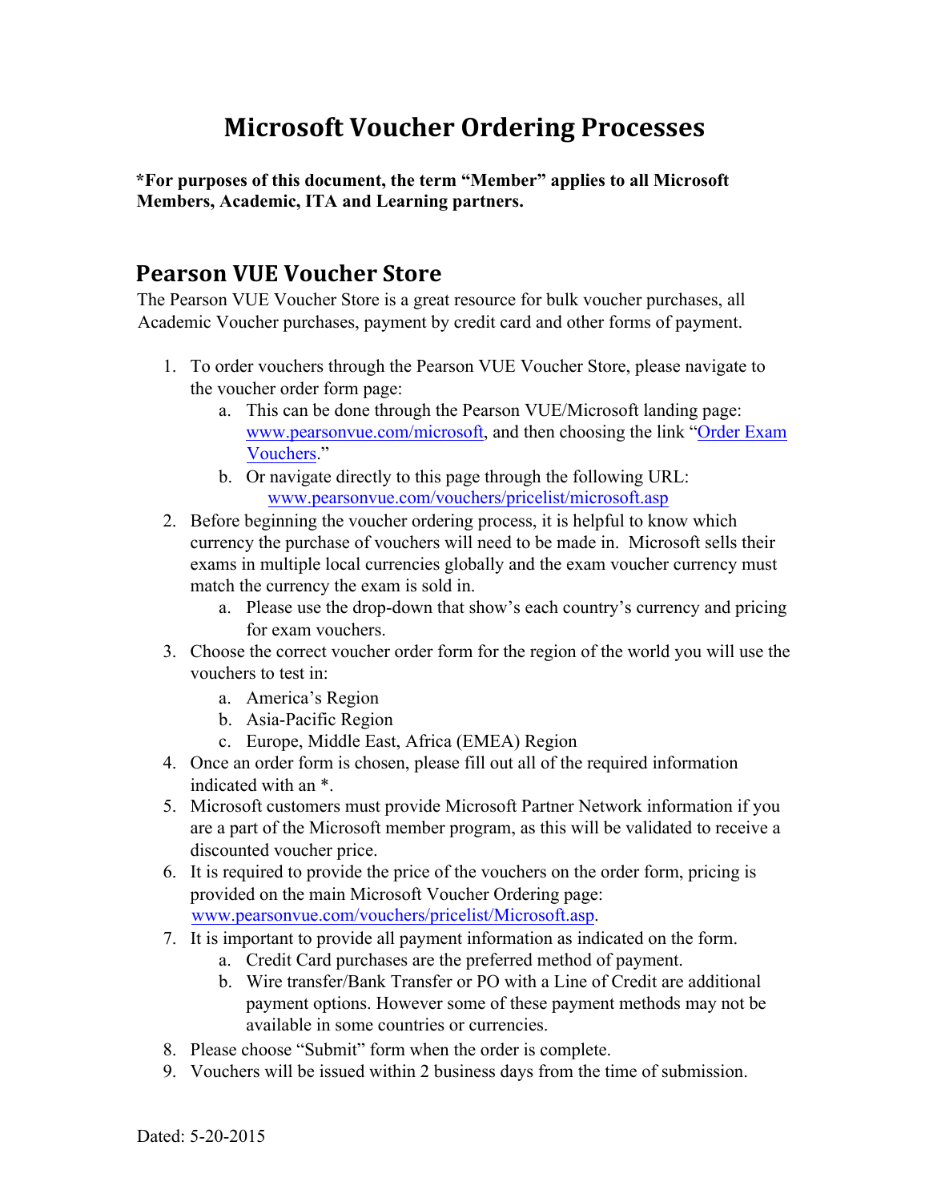# Microsoft Voucher Ordering Processes

**\*For purposes of this document, the term "Member" applies to all Microsoft Members, Academic, ITA and Learning partners.**

## Pearson VUE Voucher Store

The Pearson VUE Voucher Store is a great resource for bulk voucher purchases, all Academic Voucher purchases, payment by credit card and other forms of payment.

1. To order vouchers through the Pearson VUE Voucher Store, please navigate to the voucher order form page:
   a. This can be done through the Pearson VUE/Microsoft landing page: www.pearsonvue.com/microsoft, and then choosing the link "Order Exam Vouchers."
   b. Or navigate directly to this page through the following URL: www.pearsonvue.com/vouchers/pricelist/microsoft.asp
2. Before beginning the voucher ordering process, it is helpful to know which currency the purchase of vouchers will need to be made in. Microsoft sells their exams in multiple local currencies globally and the exam voucher currency must match the currency the exam is sold in.
   a. Please use the drop-down that show's each country's currency and pricing for exam vouchers.
3. Choose the correct voucher order form for the region of the world you will use the vouchers to test in:
   a. America's Region
   b. Asia-Pacific Region
   c. Europe, Middle East, Africa (EMEA) Region
4. Once an order form is chosen, please fill out all of the required information indicated with an *.
5. Microsoft customers must provide Microsoft Partner Network information if you are a part of the Microsoft member program, as this will be validated to receive a discounted voucher price.
6. It is required to provide the price of the vouchers on the order form, pricing is provided on the main Microsoft Voucher Ordering page: www.pearsonvue.com/vouchers/pricelist/Microsoft.asp.
7. It is important to provide all payment information as indicated on the form.
   a. Credit Card purchases are the preferred method of payment.
   b. Wire transfer/Bank Transfer or PO with a Line of Credit are additional payment options. However some of these payment methods may not be available in some countries or currencies.
8. Please choose "Submit" form when the order is complete.
9. Vouchers will be issued within 2 business days from the time of submission.

Dated: 5-20-2015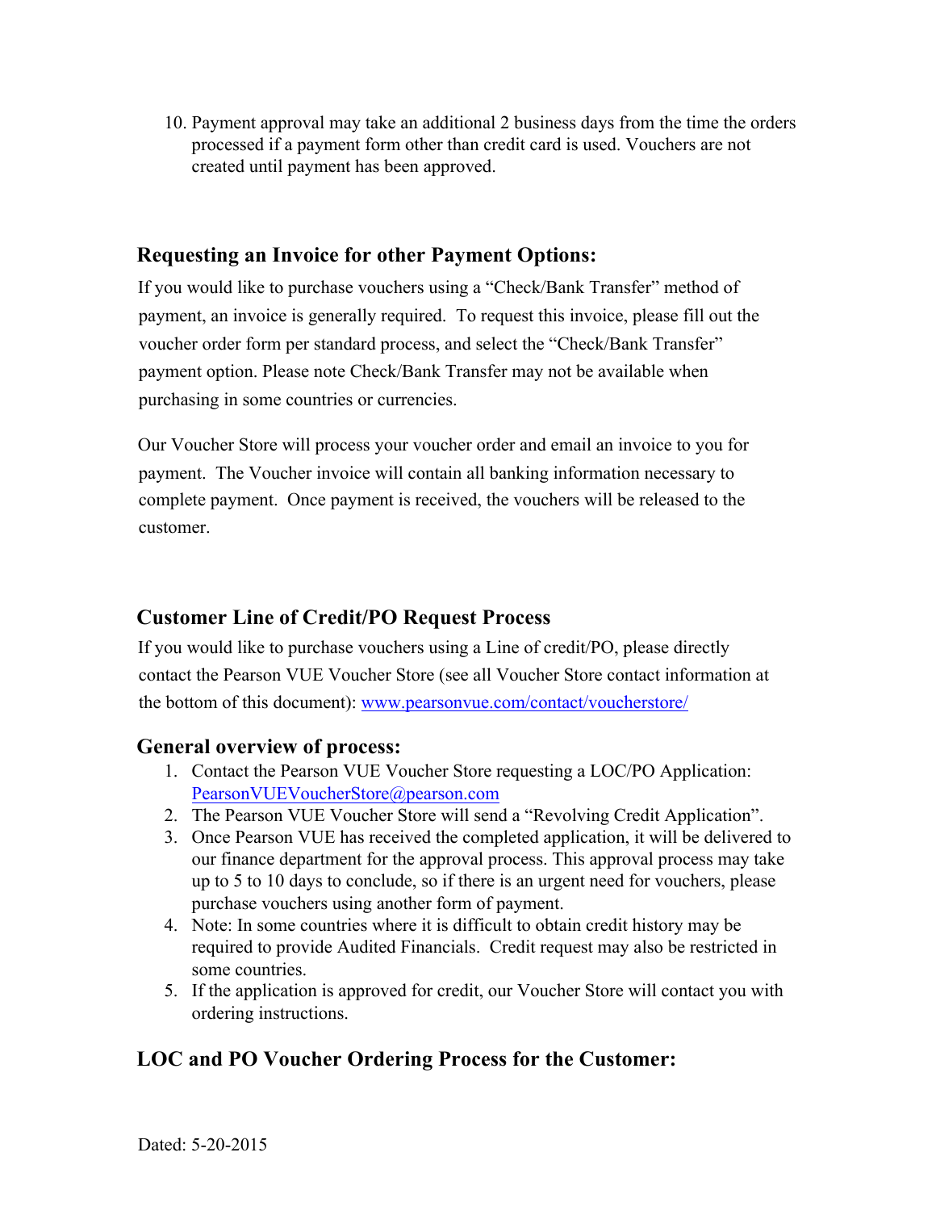10. Payment approval may take an additional 2 business days from the time the orders processed if a payment form other than credit card is used. Vouchers are not created until payment has been approved.

## Requesting an Invoice for other Payment Options:

If you would like to purchase vouchers using a "Check/Bank Transfer" method of payment, an invoice is generally required. To request this invoice, please fill out the voucher order form per standard process, and select the "Check/Bank Transfer" payment option. Please note Check/Bank Transfer may not be available when purchasing in some countries or currencies.

Our Voucher Store will process your voucher order and email an invoice to you for payment. The Voucher invoice will contain all banking information necessary to complete payment. Once payment is received, the vouchers will be released to the customer.

## Customer Line of Credit/PO Request Process

If you would like to purchase vouchers using a Line of credit/PO, please directly contact the Pearson VUE Voucher Store (see all Voucher Store contact information at the bottom of this document): [www.pearsonvue.com/contact/voucherstore/](www.pearsonvue.com/contact/voucherstore/)

## General overview of process:

1. Contact the Pearson VUE Voucher Store requesting a LOC/PO Application: [PearsonVUEVoucherStore@pearson.com](mailto:PearsonVUEVoucherStore@pearson.com)
2. The Pearson VUE Voucher Store will send a "Revolving Credit Application".
3. Once Pearson VUE has received the completed application, it will be delivered to our finance department for the approval process. This approval process may take up to 5 to 10 days to conclude, so if there is an urgent need for vouchers, please purchase vouchers using another form of payment.
4. Note: In some countries where it is difficult to obtain credit history may be required to provide Audited Financials. Credit request may also be restricted in some countries.
5. If the application is approved for credit, our Voucher Store will contact you with ordering instructions.

## LOC and PO Voucher Ordering Process for the Customer:

Dated: 5-20-2015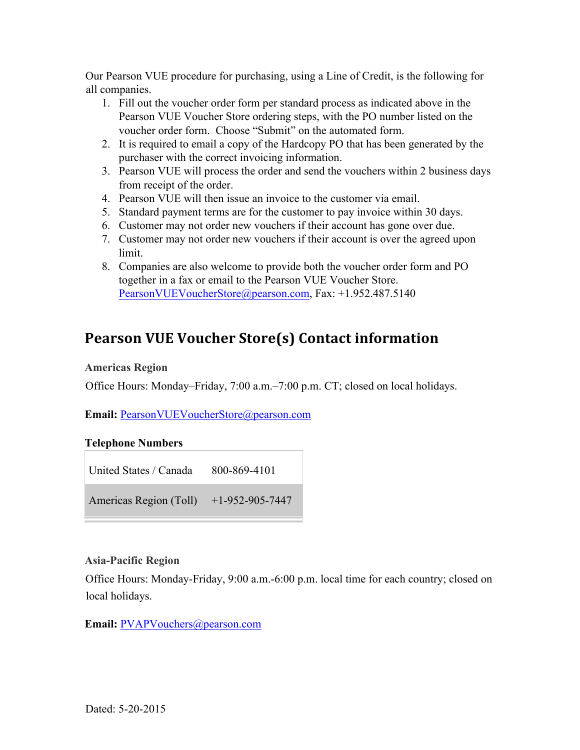Our Pearson VUE procedure for purchasing, using a Line of Credit, is the following for all companies.

1. Fill out the voucher order form per standard process as indicated above in the Pearson VUE Voucher Store ordering steps, with the PO number listed on the voucher order form. Choose "Submit" on the automated form.
2. It is required to email a copy of the Hardcopy PO that has been generated by the purchaser with the correct invoicing information.
3. Pearson VUE will process the order and send the vouchers within 2 business days from receipt of the order.
4. Pearson VUE will then issue an invoice to the customer via email.
5. Standard payment terms are for the customer to pay invoice within 30 days.
6. Customer may not order new vouchers if their account has gone over due.
7. Customer may not order new vouchers if their account is over the agreed upon limit.
8. Companies are also welcome to provide both the voucher order form and PO together in a fax or email to the Pearson VUE Voucher Store. PearsonVUEVoucherStore@pearson.com, Fax: +1.952.487.5140

## Pearson VUE Voucher Store(s) Contact information

### Americas Region

Office Hours: Monday–Friday, 7:00 a.m.–7:00 p.m. CT; closed on local holidays.

**Email:** PearsonVUEVoucherStore@pearson.com

**Telephone Numbers**

| | |
|---|---|
| United States / Canada | 800-869-4101 |
| Americas Region (Toll) | +1-952-905-7447 |

### Asia-Pacific Region

Office Hours: Monday-Friday, 9:00 a.m.-6:00 p.m. local time for each country; closed on local holidays.

**Email:** PVAPVouchers@pearson.com

Dated: 5-20-2015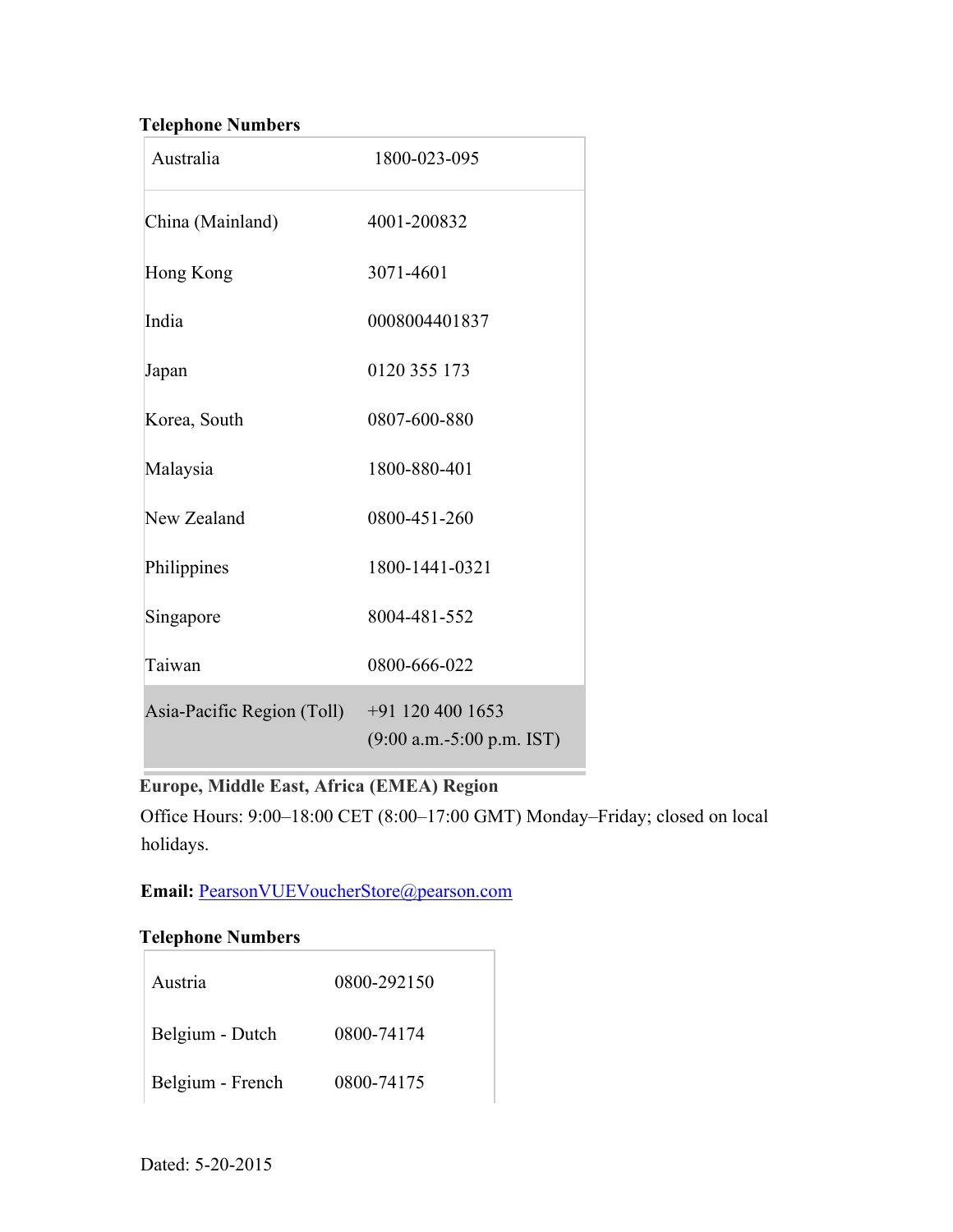**Telephone Numbers**

| | |
|---|---|
| Australia | 1800-023-095 |
| China (Mainland) | 4001-200832 |
| Hong Kong | 3071-4601 |
| India | 0008004401837 |
| Japan | 0120 355 173 |
| Korea, South | 0807-600-880 |
| Malaysia | 1800-880-401 |
| New Zealand | 0800-451-260 |
| Philippines | 1800-1441-0321 |
| Singapore | 8004-481-552 |
| Taiwan | 0800-666-022 |
| Asia-Pacific Region (Toll) | +91 120 400 1653 (9:00 a.m.-5:00 p.m. IST) |

**Europe, Middle East, Africa (EMEA) Region**

Office Hours: 9:00–18:00 CET (8:00–17:00 GMT) Monday–Friday; closed on local holidays.

**Email:** PearsonVUEVoucherStore@pearson.com

**Telephone Numbers**

| | |
|---|---|
| Austria | 0800-292150 |
| Belgium - Dutch | 0800-74174 |
| Belgium - French | 0800-74175 |

Dated: 5-20-2015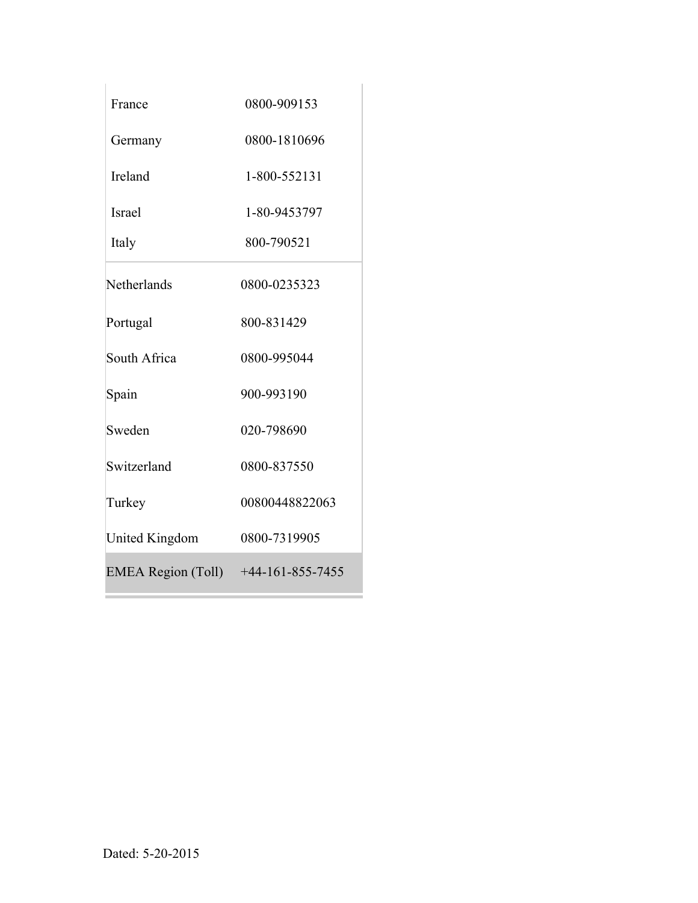| | |
|---|---|
| France | 0800-909153 |
| Germany | 0800-1810696 |
| Ireland | 1-800-552131 |
| Israel | 1-80-9453797 |
| Italy | 800-790521 |
| Netherlands | 0800-0235323 |
| Portugal | 800-831429 |
| South Africa | 0800-995044 |
| Spain | 900-993190 |
| Sweden | 020-798690 |
| Switzerland | 0800-837550 |
| Turkey | 00800448822063 |
| United Kingdom | 0800-7319905 |
| EMEA Region (Toll) | +44-161-855-7455 |

Dated: 5-20-2015